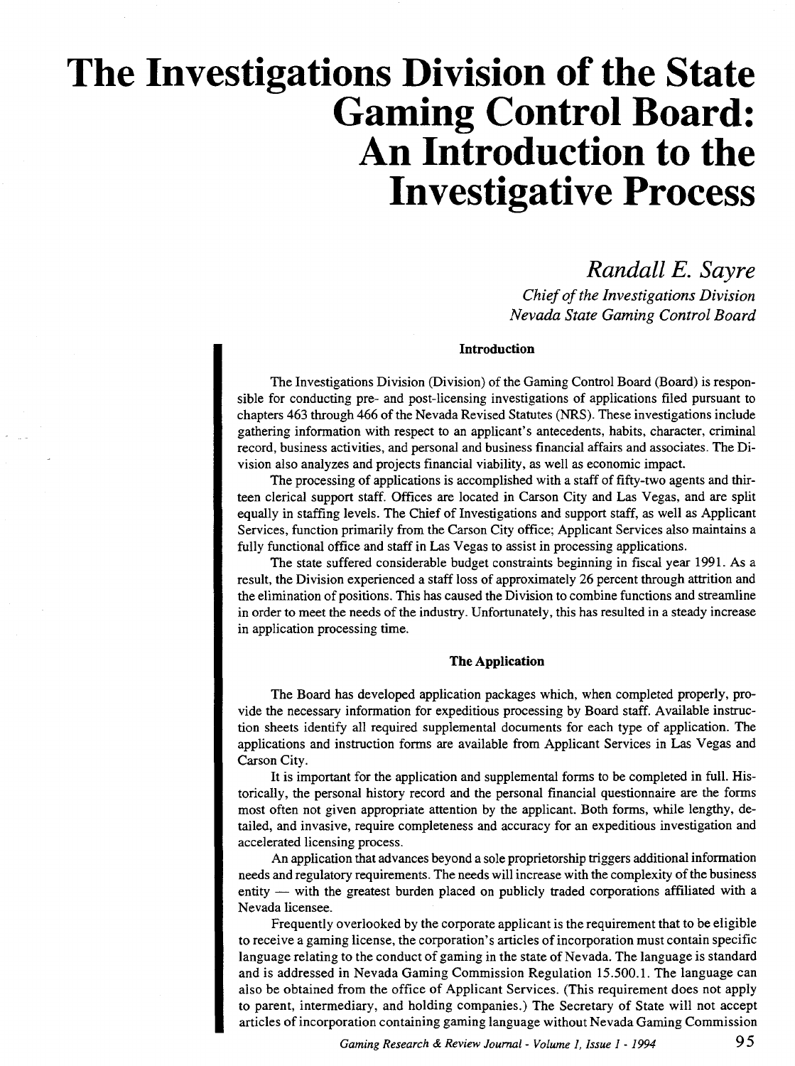# The Investigations Division of the State Gaming Control Board: An Introduction to the Investigative Process

*Randall E. Sayre*

*Chief of the Investigations Division*
*Nevada State Gaming Control Board*

### Introduction

The Investigations Division (Division) of the Gaming Control Board (Board) is responsible for conducting pre- and post-licensing investigations of applications filed pursuant to chapters 463 through 466 of the Nevada Revised Statutes (NRS). These investigations include gathering information with respect to an applicant's antecedents, habits, character, criminal record, business activities, and personal and business financial affairs and associates. The Division also analyzes and projects financial viability, as well as economic impact.

The processing of applications is accomplished with a staff of fifty-two agents and thirteen clerical support staff. Offices are located in Carson City and Las Vegas, and are split equally in staffing levels. The Chief of Investigations and support staff, as well as Applicant Services, function primarily from the Carson City office; Applicant Services also maintains a fully functional office and staff in Las Vegas to assist in processing applications.

The state suffered considerable budget constraints beginning in fiscal year 1991. As a result, the Division experienced a staff loss of approximately 26 percent through attrition and the elimination of positions. This has caused the Division to combine functions and streamline in order to meet the needs of the industry. Unfortunately, this has resulted in a steady increase in application processing time.

### The Application

The Board has developed application packages which, when completed properly, provide the necessary information for expeditious processing by Board staff. Available instruction sheets identify all required supplemental documents for each type of application. The applications and instruction forms are available from Applicant Services in Las Vegas and Carson City.

It is important for the application and supplemental forms to be completed in full. Historically, the personal history record and the personal financial questionnaire are the forms most often not given appropriate attention by the applicant. Both forms, while lengthy, detailed, and invasive, require completeness and accuracy for an expeditious investigation and accelerated licensing process.

An application that advances beyond a sole proprietorship triggers additional information needs and regulatory requirements. The needs will increase with the complexity of the business entity — with the greatest burden placed on publicly traded corporations affiliated with a Nevada licensee.

Frequently overlooked by the corporate applicant is the requirement that to be eligible to receive a gaming license, the corporation's articles of incorporation must contain specific language relating to the conduct of gaming in the state of Nevada. The language is standard and is addressed in Nevada Gaming Commission Regulation 15.500.1. The language can also be obtained from the office of Applicant Services. (This requirement does not apply to parent, intermediary, and holding companies.) The Secretary of State will not accept articles of incorporation containing gaming language without Nevada Gaming Commission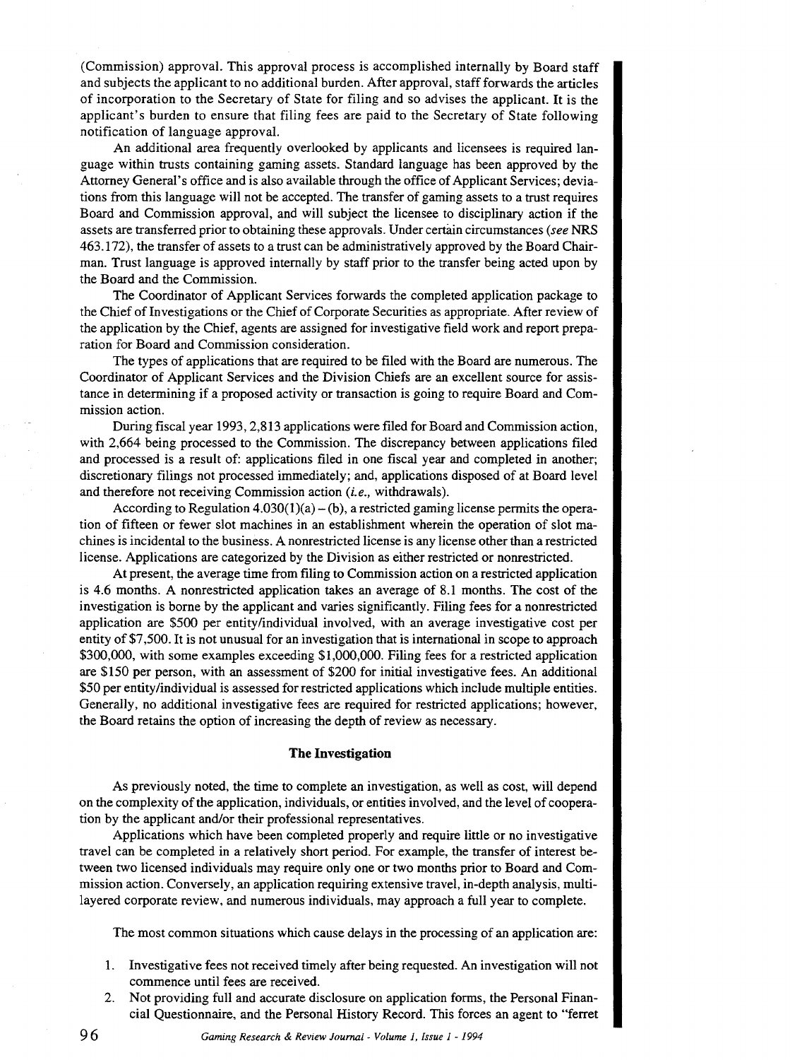(Commission) approval. This approval process is accomplished internally by Board staff and subjects the applicant to no additional burden. After approval, staff forwards the articles of incorporation to the Secretary of State for filing and so advises the applicant. It is the applicant's burden to ensure that filing fees are paid to the Secretary of State following notification of language approval.

An additional area frequently overlooked by applicants and licensees is required language within trusts containing gaming assets. Standard language has been approved by the Attorney General's office and is also available through the office of Applicant Services; deviations from this language will not be accepted. The transfer of gaming assets to a trust requires Board and Commission approval, and will subject the licensee to disciplinary action if the assets are transferred prior to obtaining these approvals. Under certain circumstances (*see* NRS 463.172), the transfer of assets to a trust can be administratively approved by the Board Chairman. Trust language is approved internally by staff prior to the transfer being acted upon by the Board and the Commission.

The Coordinator of Applicant Services forwards the completed application package to the Chief of Investigations or the Chief of Corporate Securities as appropriate. After review of the application by the Chief, agents are assigned for investigative field work and report preparation for Board and Commission consideration.

The types of applications that are required to be filed with the Board are numerous. The Coordinator of Applicant Services and the Division Chiefs are an excellent source for assistance in determining if a proposed activity or transaction is going to require Board and Commission action.

During fiscal year 1993, 2,813 applications were filed for Board and Commission action, with 2,664 being processed to the Commission. The discrepancy between applications filed and processed is a result of: applications filed in one fiscal year and completed in another; discretionary filings not processed immediately; and, applications disposed of at Board level and therefore not receiving Commission action (*i.e.*, withdrawals).

According to Regulation 4.030(1)(a) – (b), a restricted gaming license permits the operation of fifteen or fewer slot machines in an establishment wherein the operation of slot machines is incidental to the business. A nonrestricted license is any license other than a restricted license. Applications are categorized by the Division as either restricted or nonrestricted.

At present, the average time from filing to Commission action on a restricted application is 4.6 months. A nonrestricted application takes an average of 8.1 months. The cost of the investigation is borne by the applicant and varies significantly. Filing fees for a nonrestricted application are $500 per entity/individual involved, with an average investigative cost per entity of $7,500. It is not unusual for an investigation that is international in scope to approach $300,000, with some examples exceeding $1,000,000. Filing fees for a restricted application are $150 per person, with an assessment of $200 for initial investigative fees. An additional $50 per entity/individual is assessed for restricted applications which include multiple entities. Generally, no additional investigative fees are required for restricted applications; however, the Board retains the option of increasing the depth of review as necessary.

## The Investigation

As previously noted, the time to complete an investigation, as well as cost, will depend on the complexity of the application, individuals, or entities involved, and the level of cooperation by the applicant and/or their professional representatives.

Applications which have been completed properly and require little or no investigative travel can be completed in a relatively short period. For example, the transfer of interest between two licensed individuals may require only one or two months prior to Board and Commission action. Conversely, an application requiring extensive travel, in-depth analysis, multilayered corporate review, and numerous individuals, may approach a full year to complete.

The most common situations which cause delays in the processing of an application are:

1. Investigative fees not received timely after being requested. An investigation will not commence until fees are received.
2. Not providing full and accurate disclosure on application forms, the Personal Financial Questionnaire, and the Personal History Record. This forces an agent to "ferret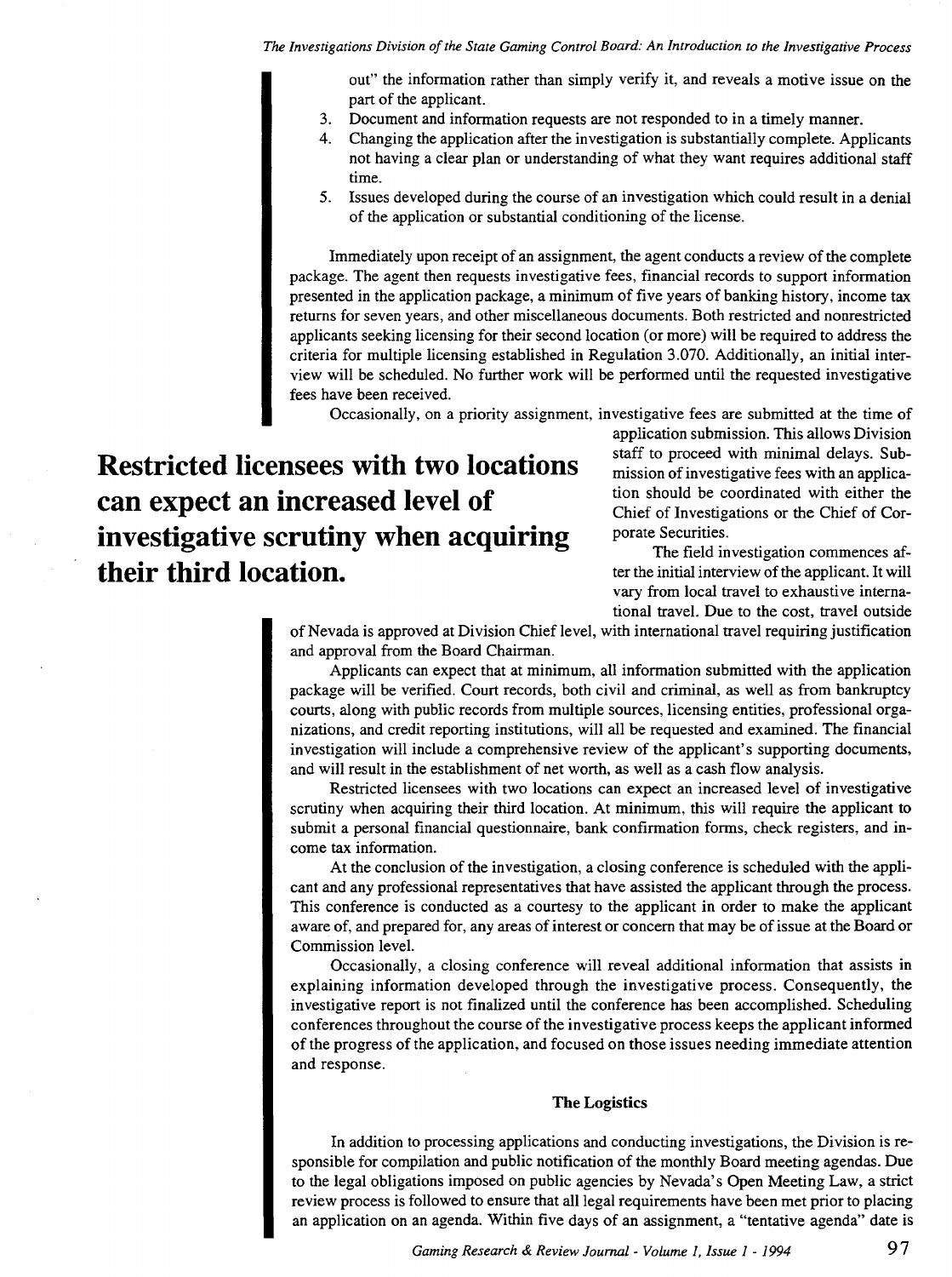out" the information rather than simply verify it, and reveals a motive issue on the part of the applicant.

3. Document and information requests are not responded to in a timely manner.
4. Changing the application after the investigation is substantially complete. Applicants not having a clear plan or understanding of what they want requires additional staff time.
5. Issues developed during the course of an investigation which could result in a denial of the application or substantial conditioning of the license.

Immediately upon receipt of an assignment, the agent conducts a review of the complete package. The agent then requests investigative fees, financial records to support information presented in the application package, a minimum of five years of banking history, income tax returns for seven years, and other miscellaneous documents. Both restricted and nonrestricted applicants seeking licensing for their second location (or more) will be required to address the criteria for multiple licensing established in Regulation 3.070. Additionally, an initial interview will be scheduled. No further work will be performed until the requested investigative fees have been received.

Occasionally, on a priority assignment, investigative fees are submitted at the time of application submission. This allows Division staff to proceed with minimal delays. Submission of investigative fees with an application should be coordinated with either the Chief of Investigations or the Chief of Corporate Securities.

**Restricted licensees with two locations can expect an increased level of investigative scrutiny when acquiring their third location.**

The field investigation commences after the initial interview of the applicant. It will vary from local travel to exhaustive international travel. Due to the cost, travel outside of Nevada is approved at Division Chief level, with international travel requiring justification and approval from the Board Chairman.

Applicants can expect that at minimum, all information submitted with the application package will be verified. Court records, both civil and criminal, as well as from bankruptcy courts, along with public records from multiple sources, licensing entities, professional organizations, and credit reporting institutions, will all be requested and examined. The financial investigation will include a comprehensive review of the applicant's supporting documents, and will result in the establishment of net worth, as well as a cash flow analysis.

Restricted licensees with two locations can expect an increased level of investigative scrutiny when acquiring their third location. At minimum, this will require the applicant to submit a personal financial questionnaire, bank confirmation forms, check registers, and income tax information.

At the conclusion of the investigation, a closing conference is scheduled with the applicant and any professional representatives that have assisted the applicant through the process. This conference is conducted as a courtesy to the applicant in order to make the applicant aware of, and prepared for, any areas of interest or concern that may be of issue at the Board or Commission level.

Occasionally, a closing conference will reveal additional information that assists in explaining information developed through the investigative process. Consequently, the investigative report is not finalized until the conference has been accomplished. Scheduling conferences throughout the course of the investigative process keeps the applicant informed of the progress of the application, and focused on those issues needing immediate attention and response.

### The Logistics

In addition to processing applications and conducting investigations, the Division is responsible for compilation and public notification of the monthly Board meeting agendas. Due to the legal obligations imposed on public agencies by Nevada's Open Meeting Law, a strict review process is followed to ensure that all legal requirements have been met prior to placing an application on an agenda. Within five days of an assignment, a "tentative agenda" date is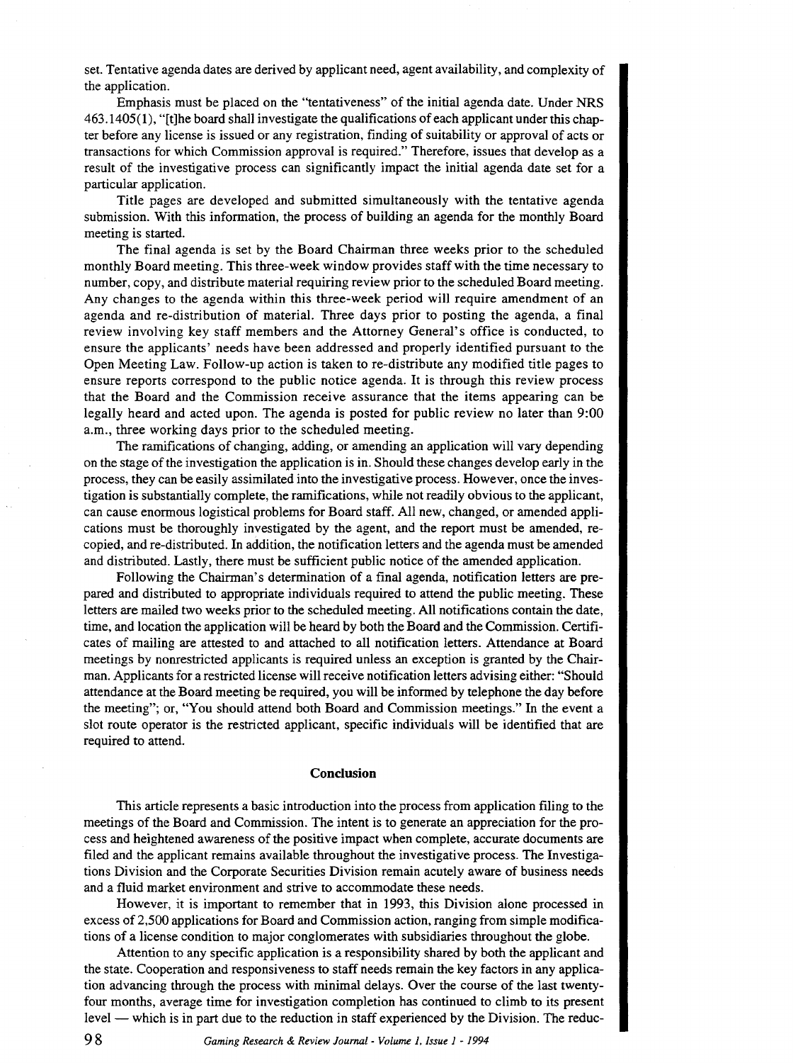set. Tentative agenda dates are derived by applicant need, agent availability, and complexity of the application.

Emphasis must be placed on the "tentativeness" of the initial agenda date. Under NRS 463.1405(1), "[t]he board shall investigate the qualifications of each applicant under this chapter before any license is issued or any registration, finding of suitability or approval of acts or transactions for which Commission approval is required." Therefore, issues that develop as a result of the investigative process can significantly impact the initial agenda date set for a particular application.

Title pages are developed and submitted simultaneously with the tentative agenda submission. With this information, the process of building an agenda for the monthly Board meeting is started.

The final agenda is set by the Board Chairman three weeks prior to the scheduled monthly Board meeting. This three-week window provides staff with the time necessary to number, copy, and distribute material requiring review prior to the scheduled Board meeting. Any changes to the agenda within this three-week period will require amendment of an agenda and re-distribution of material. Three days prior to posting the agenda, a final review involving key staff members and the Attorney General's office is conducted, to ensure the applicants' needs have been addressed and properly identified pursuant to the Open Meeting Law. Follow-up action is taken to re-distribute any modified title pages to ensure reports correspond to the public notice agenda. It is through this review process that the Board and the Commission receive assurance that the items appearing can be legally heard and acted upon. The agenda is posted for public review no later than 9:00 a.m., three working days prior to the scheduled meeting.

The ramifications of changing, adding, or amending an application will vary depending on the stage of the investigation the application is in. Should these changes develop early in the process, they can be easily assimilated into the investigative process. However, once the investigation is substantially complete, the ramifications, while not readily obvious to the applicant, can cause enormous logistical problems for Board staff. All new, changed, or amended applications must be thoroughly investigated by the agent, and the report must be amended, re-copied, and re-distributed. In addition, the notification letters and the agenda must be amended and distributed. Lastly, there must be sufficient public notice of the amended application.

Following the Chairman's determination of a final agenda, notification letters are prepared and distributed to appropriate individuals required to attend the public meeting. These letters are mailed two weeks prior to the scheduled meeting. All notifications contain the date, time, and location the application will be heard by both the Board and the Commission. Certificates of mailing are attested to and attached to all notification letters. Attendance at Board meetings by nonrestricted applicants is required unless an exception is granted by the Chairman. Applicants for a restricted license will receive notification letters advising either: "Should attendance at the Board meeting be required, you will be informed by telephone the day before the meeting"; or, "You should attend both Board and Commission meetings." In the event a slot route operator is the restricted applicant, specific individuals will be identified that are required to attend.

## Conclusion

This article represents a basic introduction into the process from application filing to the meetings of the Board and Commission. The intent is to generate an appreciation for the process and heightened awareness of the positive impact when complete, accurate documents are filed and the applicant remains available throughout the investigative process. The Investigations Division and the Corporate Securities Division remain acutely aware of business needs and a fluid market environment and strive to accommodate these needs.

However, it is important to remember that in 1993, this Division alone processed in excess of 2,500 applications for Board and Commission action, ranging from simple modifications of a license condition to major conglomerates with subsidiaries throughout the globe.

Attention to any specific application is a responsibility shared by both the applicant and the state. Cooperation and responsiveness to staff needs remain the key factors in any application advancing through the process with minimal delays. Over the course of the last twenty-four months, average time for investigation completion has continued to climb to its present level — which is in part due to the reduction in staff experienced by the Division. The reduc-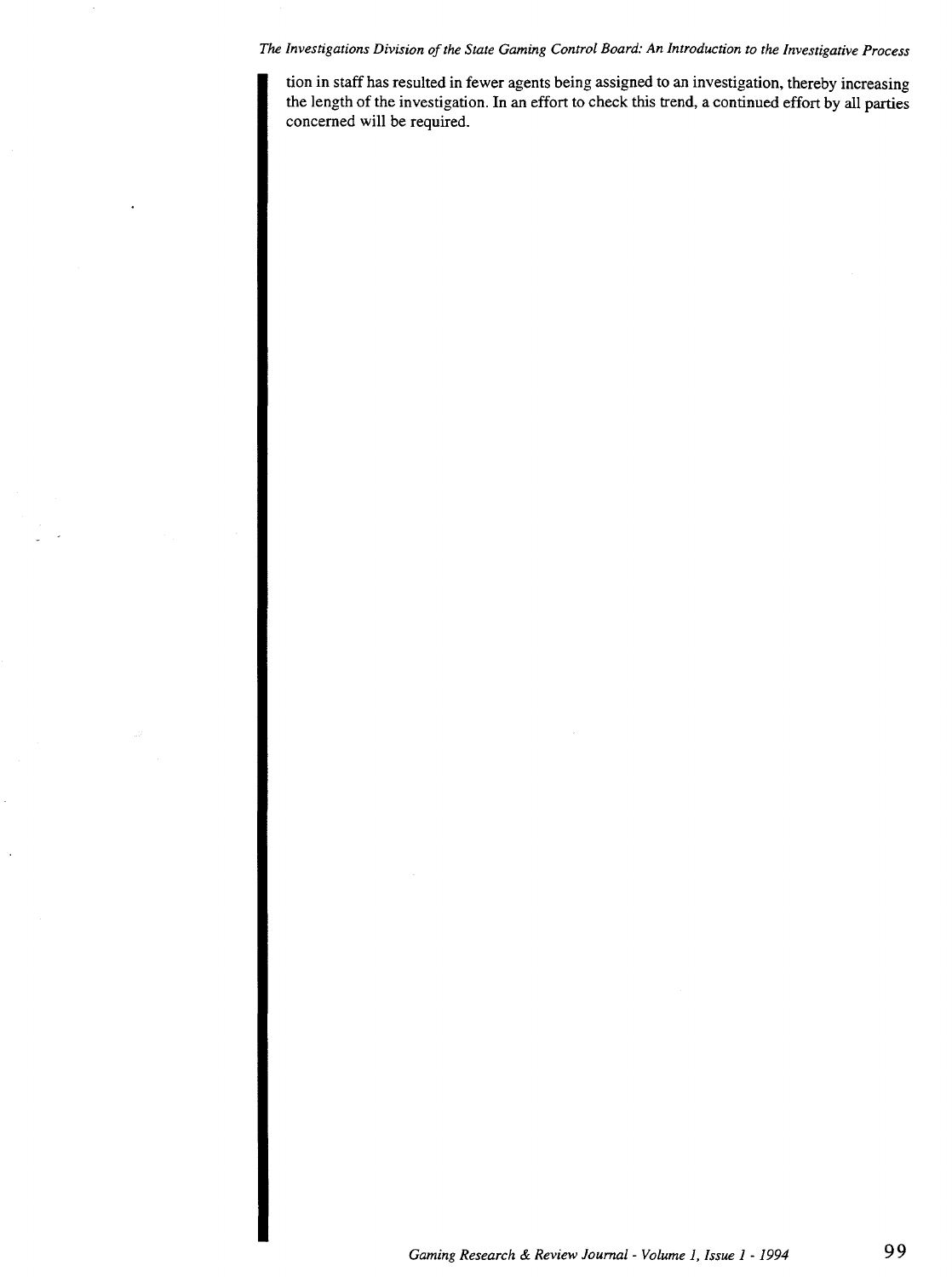tion in staff has resulted in fewer agents being assigned to an investigation, thereby increasing the length of the investigation. In an effort to check this trend, a continued effort by all parties concerned will be required.